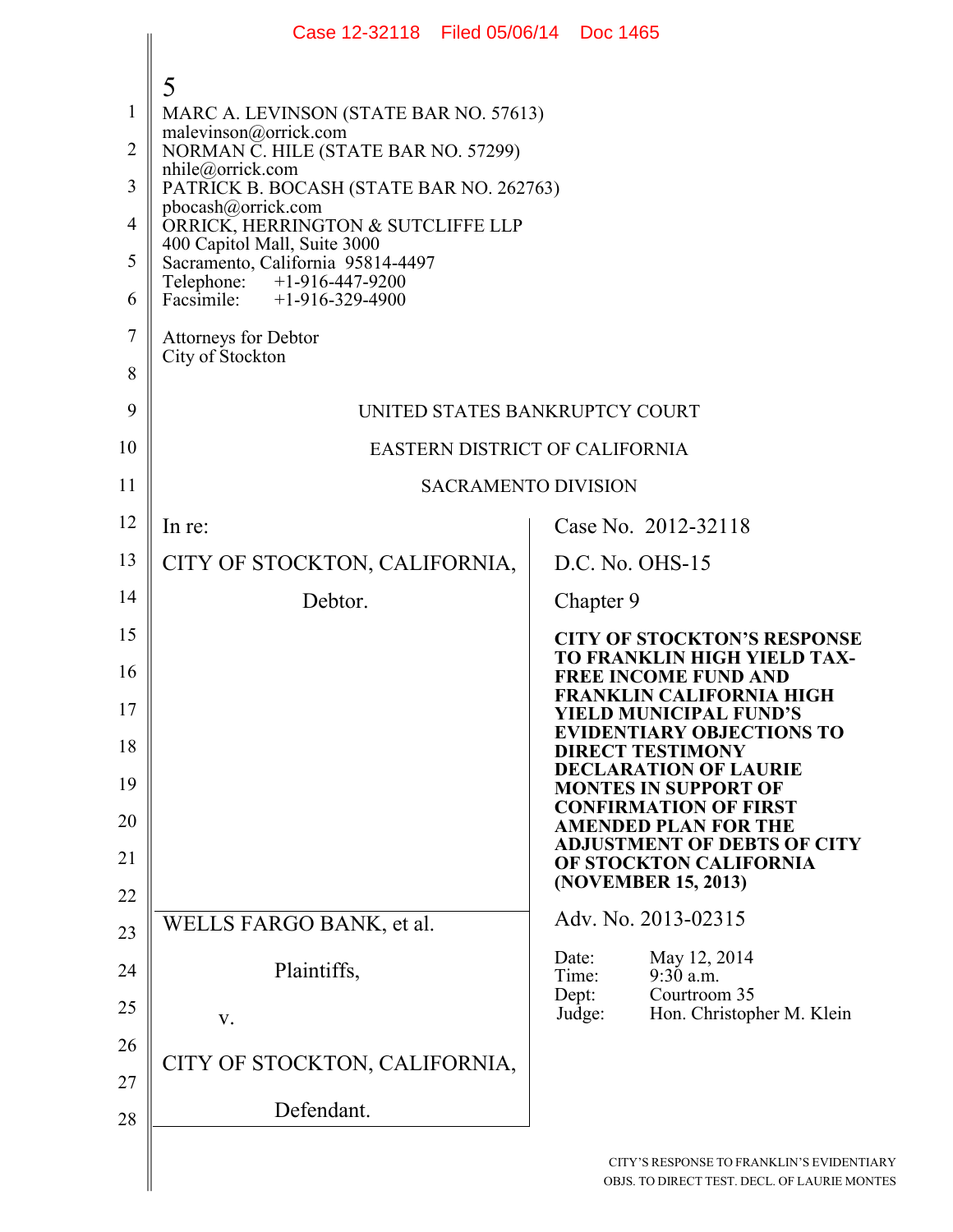MARC A. LEVINSON (STATE BAR NO. 57613)
malevinson@orrick.com
NORMAN C. HILE (STATE BAR NO. 57299)
nhile@orrick.com
PATRICK B. BOCASH (STATE BAR NO. 262763)
pbocash@orrick.com
ORRICK, HERRINGTON & SUTCLIFFE LLP
400 Capitol Mall, Suite 3000
Sacramento, California 95814-4497
Telephone: +1-916-447-9200
Facsimile: +1-916-329-4900

Attorneys for Debtor
City of Stockton

UNITED STATES BANKRUPTCY COURT

EASTERN DISTRICT OF CALIFORNIA

SACRAMENTO DIVISION

In re:

CITY OF STOCKTON, CALIFORNIA,

Debtor.

Case No. 2012-32118

D.C. No. OHS-15

Chapter 9

**CITY OF STOCKTON'S RESPONSE TO FRANKLIN HIGH YIELD TAX-FREE INCOME FUND AND FRANKLIN CALIFORNIA HIGH YIELD MUNICIPAL FUND'S EVIDENTIARY OBJECTIONS TO DIRECT TESTIMONY DECLARATION OF LAURIE MONTES IN SUPPORT OF CONFIRMATION OF FIRST AMENDED PLAN FOR THE ADJUSTMENT OF DEBTS OF CITY OF STOCKTON CALIFORNIA (NOVEMBER 15, 2013)**

WELLS FARGO BANK, et al.

Plaintiffs,

v.

CITY OF STOCKTON, CALIFORNIA,

Defendant.

Adv. No. 2013-02315

Date: May 12, 2014
Time: 9:30 a.m.
Dept: Courtroom 35
Judge: Hon. Christopher M. Klein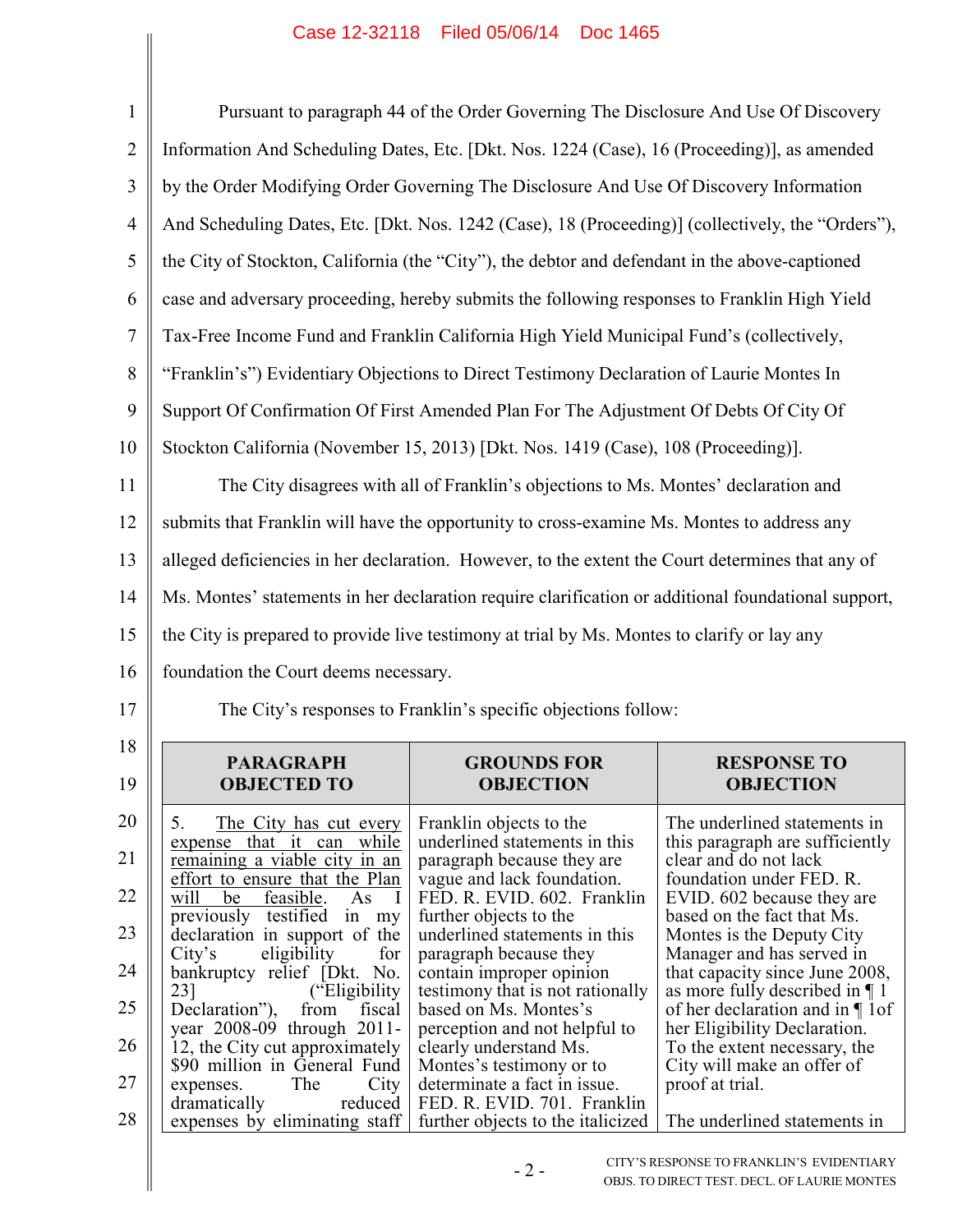Pursuant to paragraph 44 of the Order Governing The Disclosure And Use Of Discovery Information And Scheduling Dates, Etc. [Dkt. Nos. 1224 (Case), 16 (Proceeding)], as amended by the Order Modifying Order Governing The Disclosure And Use Of Discovery Information And Scheduling Dates, Etc. [Dkt. Nos. 1242 (Case), 18 (Proceeding)] (collectively, the "Orders"), the City of Stockton, California (the "City"), the debtor and defendant in the above-captioned case and adversary proceeding, hereby submits the following responses to Franklin High Yield Tax-Free Income Fund and Franklin California High Yield Municipal Fund's (collectively, "Franklin's") Evidentiary Objections to Direct Testimony Declaration of Laurie Montes In Support Of Confirmation Of First Amended Plan For The Adjustment Of Debts Of City Of Stockton California (November 15, 2013) [Dkt. Nos. 1419 (Case), 108 (Proceeding)].

The City disagrees with all of Franklin's objections to Ms. Montes' declaration and submits that Franklin will have the opportunity to cross-examine Ms. Montes to address any alleged deficiencies in her declaration. However, to the extent the Court determines that any of Ms. Montes' statements in her declaration require clarification or additional foundational support, the City is prepared to provide live testimony at trial by Ms. Montes to clarify or lay any foundation the Court deems necessary.

The City's responses to Franklin's specific objections follow:

| PARAGRAPH OBJECTED TO | GROUNDS FOR OBJECTION | RESPONSE TO OBJECTION |
|---|---|---|
| 5. <u>The City has cut every expense that it can while remaining a viable city in an effort to ensure that the Plan will be feasible</u>. As I previously testified in my declaration in support of the City's eligibility for bankruptcy relief [Dkt. No. 23] ("Eligibility Declaration"), from fiscal year 2008-09 through 2011-12, the City cut approximately $90 million in General Fund expenses. The City dramatically reduced expenses by eliminating staff | Franklin objects to the underlined statements in this paragraph because they are vague and lack foundation. FED. R. EVID. 602. Franklin further objects to the underlined statements in this paragraph because they contain improper opinion testimony that is not rationally based on Ms. Montes's perception and not helpful to clearly understand Ms. Montes's testimony or to determinate a fact in issue. FED. R. EVID. 701. Franklin further objects to the italicized | The underlined statements in this paragraph are sufficiently clear and do not lack foundation under FED. R. EVID. 602 because they are based on the fact that Ms. Montes is the Deputy City Manager and has served in that capacity since June 2008, as more fully described in ¶ 1 of her declaration and in ¶ 1of her Eligibility Declaration. To the extent necessary, the City will make an offer of proof at trial.<br><br>The underlined statements in |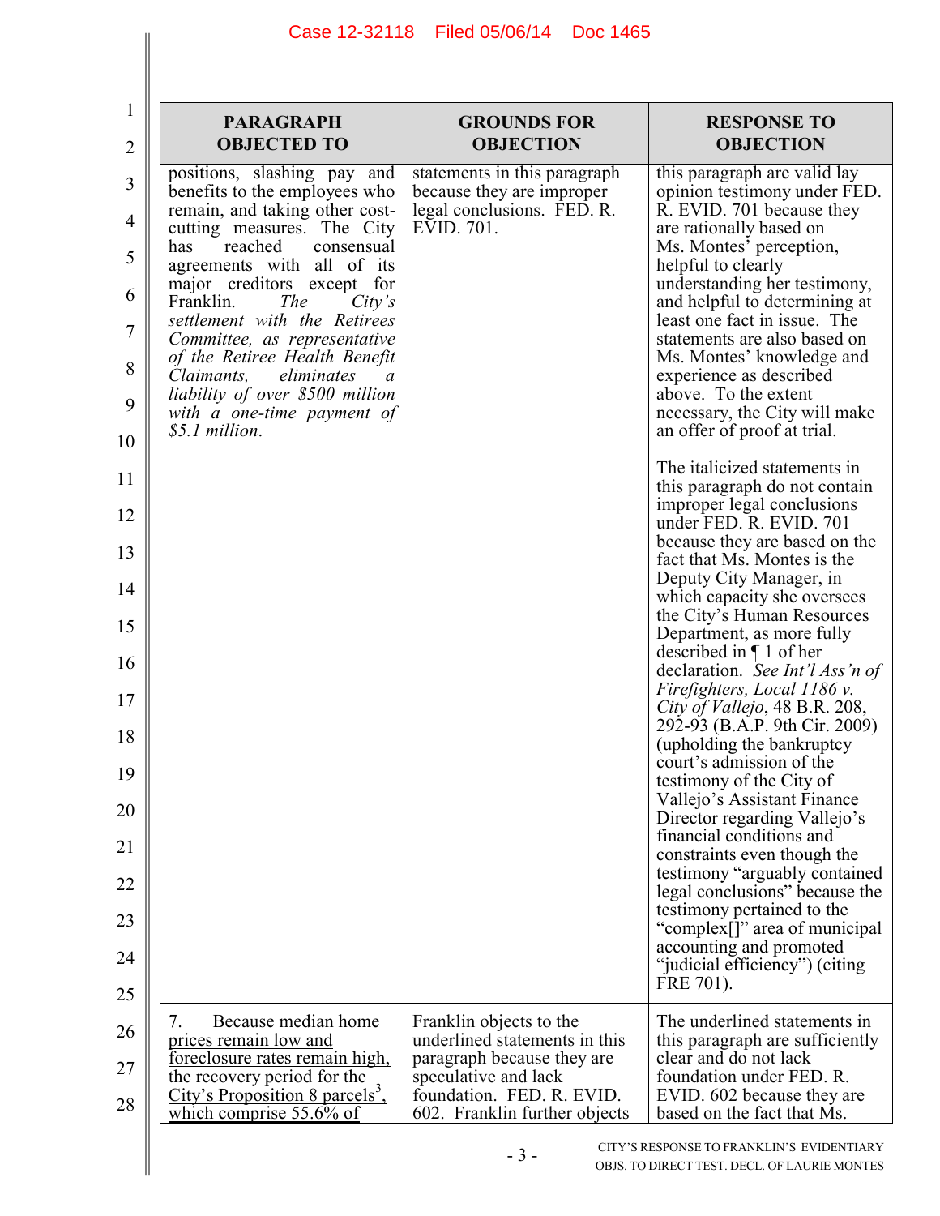| PARAGRAPH OBJECTED TO | GROUNDS FOR OBJECTION | RESPONSE TO OBJECTION |
|---|---|---|
| positions, slashing pay and benefits to the employees who remain, and taking other cost-cutting measures. The City has reached consensual agreements with all of its major creditors except for Franklin. *The City's settlement with the Retirees Committee, as representative of the Retiree Health Benefit Claimants, eliminates a liability of over $500 million with a one-time payment of $5.1 million.* | statements in this paragraph because they are improper legal conclusions. FED. R. EVID. 701. | this paragraph are valid lay opinion testimony under FED. R. EVID. 701 because they are rationally based on Ms. Montes' perception, helpful to clearly understanding her testimony, and helpful to determining at least one fact in issue. The statements are also based on Ms. Montes' knowledge and experience as described above. To the extent necessary, the City will make an offer of proof at trial.<br><br>The italicized statements in this paragraph do not contain improper legal conclusions under FED. R. EVID. 701 because they are based on the fact that Ms. Montes is the Deputy City Manager, in which capacity she oversees the City's Human Resources Department, as more fully described in ¶ 1 of her declaration. *See Int'l Ass'n of Firefighters, Local 1186 v. City of Vallejo*, 48 B.R. 208, 292-93 (B.A.P. 9th Cir. 2009) (upholding the bankruptcy court's admission of the testimony of the City of Vallejo's Assistant Finance Director regarding Vallejo's financial conditions and constraints even though the testimony "arguably contained legal conclusions" because the testimony pertained to the "complex[]" area of municipal accounting and promoted "judicial efficiency") (citing FRE 701). |
| 7. <u>Because median home prices remain low and foreclosure rates remain high, the recovery period for the City's Proposition 8 parcels[3], which comprise 55.6% of</u> | Franklin objects to the underlined statements in this paragraph because they are speculative and lack foundation. FED. R. EVID. 602. Franklin further objects | The underlined statements in this paragraph are sufficiently clear and do not lack foundation under FED. R. EVID. 602 because they are based on the fact that Ms. |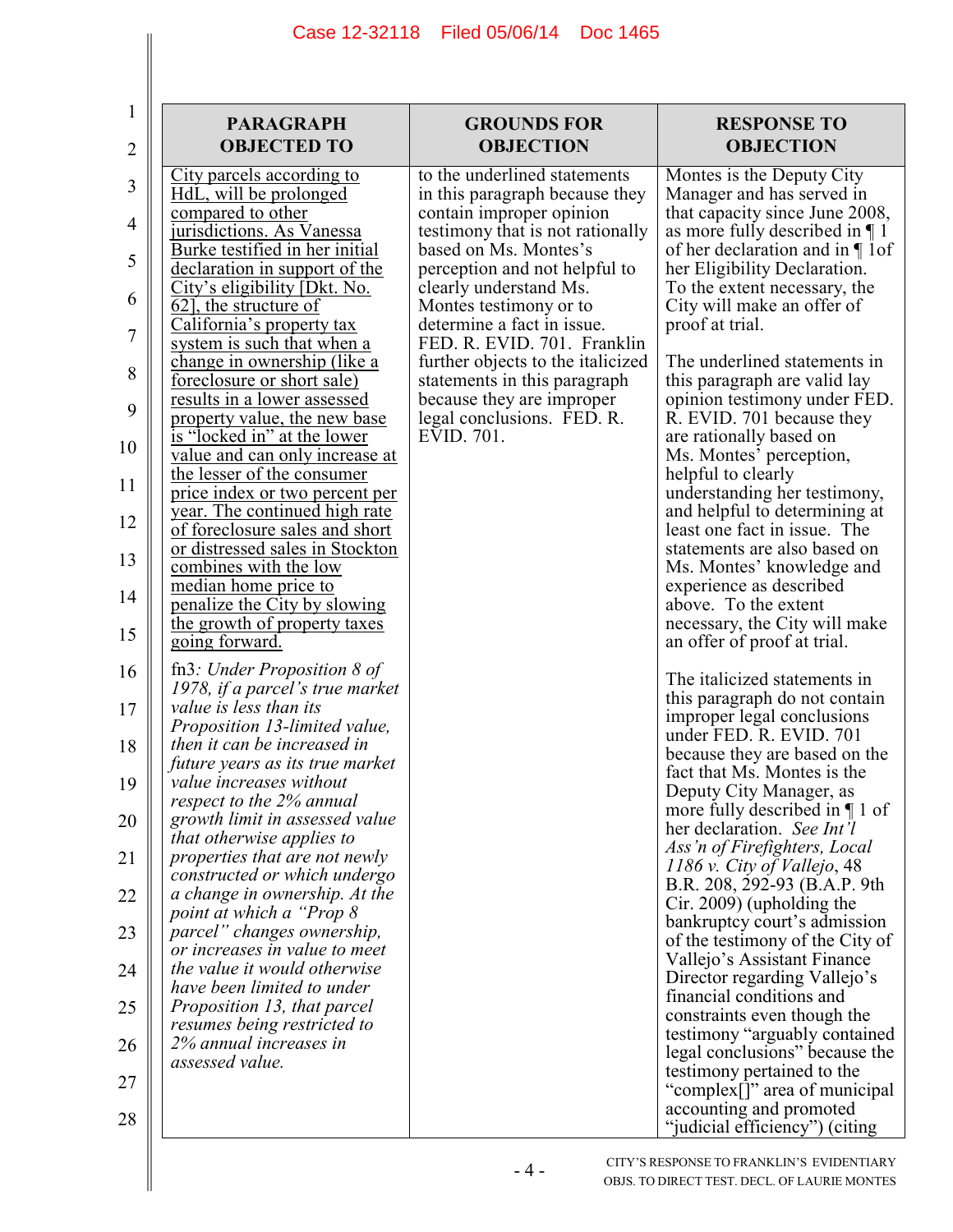| PARAGRAPH OBJECTED TO | GROUNDS FOR OBJECTION | RESPONSE TO OBJECTION |
|---|---|---|
| <u>City parcels according to HdL, will be prolonged compared to other jurisdictions. As Vanessa Burke testified in her initial declaration in support of the City's eligibility [Dkt. No. 62], the structure of California's property tax system is such that when a change in ownership (like a foreclosure or short sale) results in a lower assessed property value, the new base is "locked in" at the lower value and can only increase at the lesser of the consumer price index or two percent per year. The continued high rate of foreclosure sales and short or distressed sales in Stockton combines with the low median home price to penalize the City by slowing the growth of property taxes going forward.</u><br><br>fn3*: Under Proposition 8 of 1978, if a parcel's true market value is less than its Proposition 13-limited value, then it can be increased in future years as its true market value increases without respect to the 2% annual growth limit in assessed value that otherwise applies to properties that are not newly constructed or which undergo a change in ownership. At the point at which a "Prop 8 parcel" changes ownership, or increases in value to meet the value it would otherwise have been limited to under Proposition 13, that parcel resumes being restricted to 2% annual increases in assessed value.* | to the underlined statements in this paragraph because they contain improper opinion testimony that is not rationally based on Ms. Montes's perception and not helpful to clearly understand Ms. Montes testimony or to determine a fact in issue. FED. R. EVID. 701. Franklin further objects to the italicized statements in this paragraph because they are improper legal conclusions. FED. R. EVID. 701. | Montes is the Deputy City Manager and has served in that capacity since June 2008, as more fully described in ¶ 1 of her declaration and in ¶ 1of her Eligibility Declaration. To the extent necessary, the City will make an offer of proof at trial.<br><br>The underlined statements in this paragraph are valid lay opinion testimony under FED. R. EVID. 701 because they are rationally based on Ms. Montes' perception, helpful to clearly understanding her testimony, and helpful to determining at least one fact in issue. The statements are also based on Ms. Montes' knowledge and experience as described above. To the extent necessary, the City will make an offer of proof at trial.<br><br>The italicized statements in this paragraph do not contain improper legal conclusions under FED. R. EVID. 701 because they are based on the fact that Ms. Montes is the Deputy City Manager, as more fully described in ¶ 1 of her declaration. *See Int'l Ass'n of Firefighters, Local 1186 v. City of Vallejo*, 48 B.R. 208, 292-93 (B.A.P. 9th Cir. 2009) (upholding the bankruptcy court's admission of the testimony of the City of Vallejo's Assistant Finance Director regarding Vallejo's financial conditions and constraints even though the testimony "arguably contained legal conclusions" because the testimony pertained to the "complex[]" area of municipal accounting and promoted "judicial efficiency") (citing |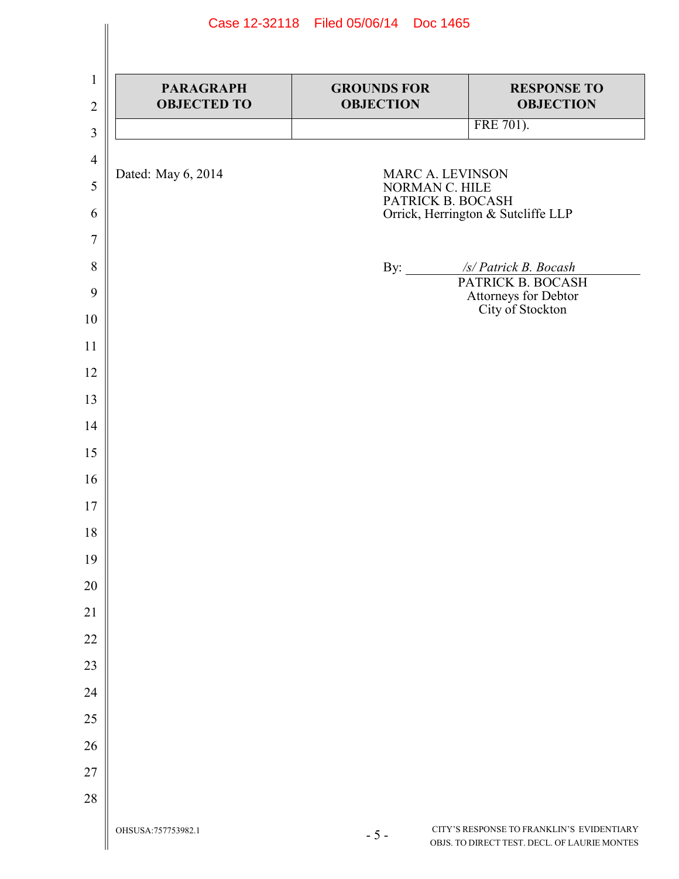| PARAGRAPH OBJECTED TO | GROUNDS FOR OBJECTION | RESPONSE TO OBJECTION |
|---|---|---|
| | | FRE 701). |

Dated: May 6, 2014

MARC A. LEVINSON
NORMAN C. HILE
PATRICK B. BOCASH
Orrick, Herrington & Sutcliffe LLP

By: */s/ Patrick B. Bocash*
PATRICK B. BOCASH
Attorneys for Debtor
City of Stockton